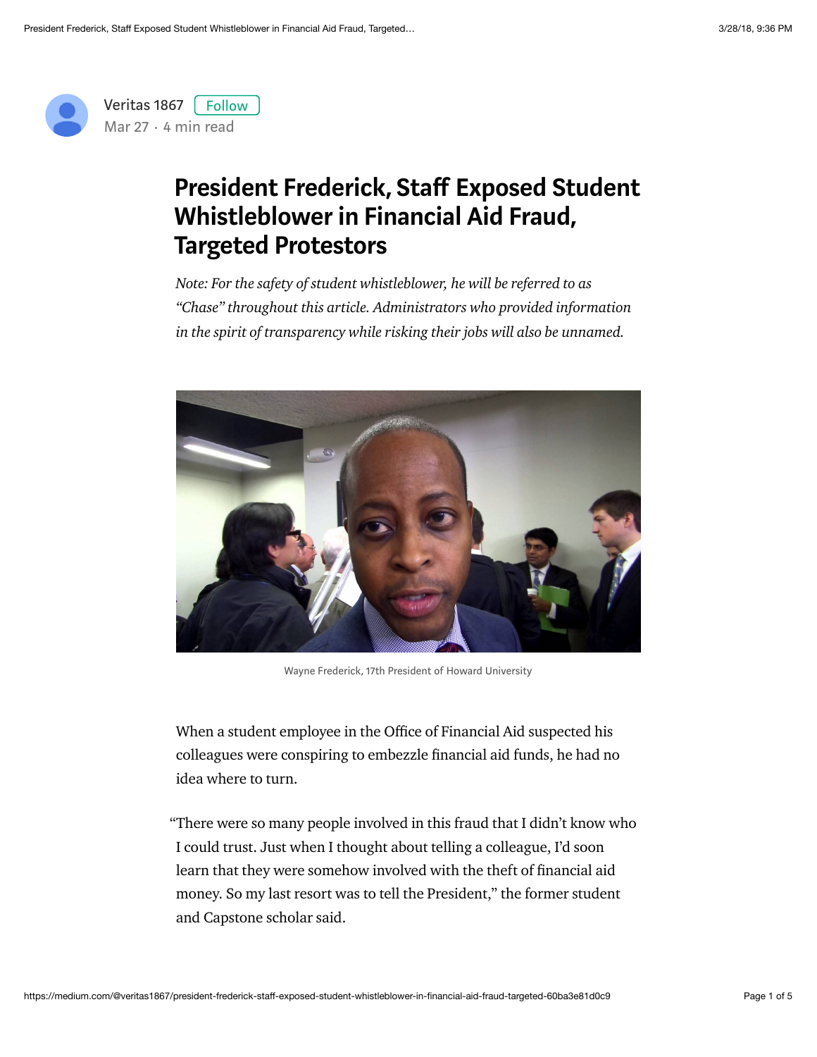Veritas 1867 Follow
Mar 27 · 4 min read

# President Frederick, Staff Exposed Student Whistleblower in Financial Aid Fraud, Targeted Protestors

*Note: For the safety of student whistleblower, he will be referred to as "Chase" throughout this article. Administrators who provided information in the spirit of transparency while risking their jobs will also be unnamed.*

Wayne Frederick, 17th President of Howard University

When a student employee in the Office of Financial Aid suspected his colleagues were conspiring to embezzle financial aid funds, he had no idea where to turn.

> "There were so many people involved in this fraud that I didn't know who I could trust. Just when I thought about telling a colleague, I'd soon learn that they were somehow involved with the theft of financial aid money. So my last resort was to tell the President," the former student and Capstone scholar said.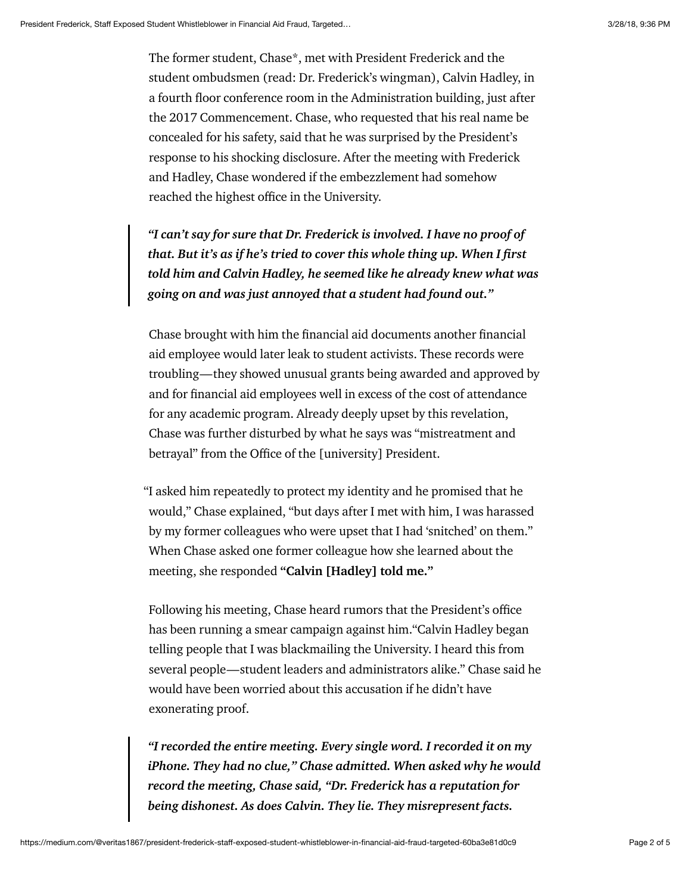The former student, Chase*, met with President Frederick and the student ombudsmen (read: Dr. Frederick's wingman), Calvin Hadley, in a fourth floor conference room in the Administration building, just after the 2017 Commencement. Chase, who requested that his real name be concealed for his safety, said that he was surprised by the President's response to his shocking disclosure. After the meeting with Frederick and Hadley, Chase wondered if the embezzlement had somehow reached the highest office in the University.

> ***"I can't say for sure that Dr. Frederick is involved. I have no proof of that. But it's as if he's tried to cover this whole thing up. When I first told him and Calvin Hadley, he seemed like he already knew what was going on and was just annoyed that a student had found out."***

Chase brought with him the financial aid documents another financial aid employee would later leak to student activists. These records were troubling—they showed unusual grants being awarded and approved by and for financial aid employees well in excess of the cost of attendance for any academic program. Already deeply upset by this revelation, Chase was further disturbed by what he says was "mistreatment and betrayal" from the Office of the [university] President.

"I asked him repeatedly to protect my identity and he promised that he would," Chase explained, "but days after I met with him, I was harassed by my former colleagues who were upset that I had 'snitched' on them." When Chase asked one former colleague how she learned about the meeting, she responded **"Calvin [Hadley] told me."**

Following his meeting, Chase heard rumors that the President's office has been running a smear campaign against him."Calvin Hadley began telling people that I was blackmailing the University. I heard this from several people—student leaders and administrators alike." Chase said he would have been worried about this accusation if he didn't have exonerating proof.

> ***"I recorded the entire meeting. Every single word. I recorded it on my iPhone. They had no clue," Chase admitted. When asked why he would record the meeting, Chase said, "Dr. Frederick has a reputation for being dishonest. As does Calvin. They lie. They misrepresent facts.***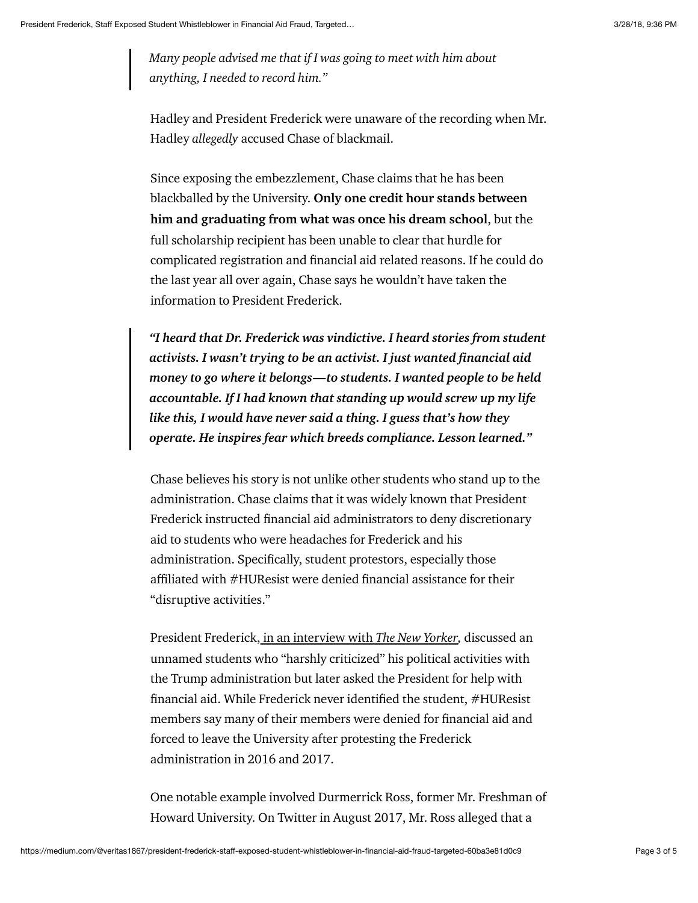> *Many people advised me that if I was going to meet with him about anything, I needed to record him."*

Hadley and President Frederick were unaware of the recording when Mr. Hadley *allegedly* accused Chase of blackmail.

Since exposing the embezzlement, Chase claims that he has been blackballed by the University. **Only one credit hour stands between him and graduating from what was once his dream school**, but the full scholarship recipient has been unable to clear that hurdle for complicated registration and financial aid related reasons. If he could do the last year all over again, Chase says he wouldn't have taken the information to President Frederick.

> ***"I heard that Dr. Frederick was vindictive. I heard stories from student activists. I wasn't trying to be an activist. I just wanted financial aid money to go where it belongs—to students. I wanted people to be held accountable. If I had known that standing up would screw up my life like this, I would have never said a thing. I guess that's how they operate. He inspires fear which breeds compliance. Lesson learned."***

Chase believes his story is not unlike other students who stand up to the administration. Chase claims that it was widely known that President Frederick instructed financial aid administrators to deny discretionary aid to students who were headaches for Frederick and his administration. Specifically, student protestors, especially those affiliated with #HUResist were denied financial assistance for their "disruptive activities."

President Frederick, in an interview with *The New Yorker,* discussed an unnamed students who "harshly criticized" his political activities with the Trump administration but later asked the President for help with financial aid. While Frederick never identified the student, #HUResist members say many of their members were denied for financial aid and forced to leave the University after protesting the Frederick administration in 2016 and 2017.

One notable example involved Durmerrick Ross, former Mr. Freshman of Howard University. On Twitter in August 2017, Mr. Ross alleged that a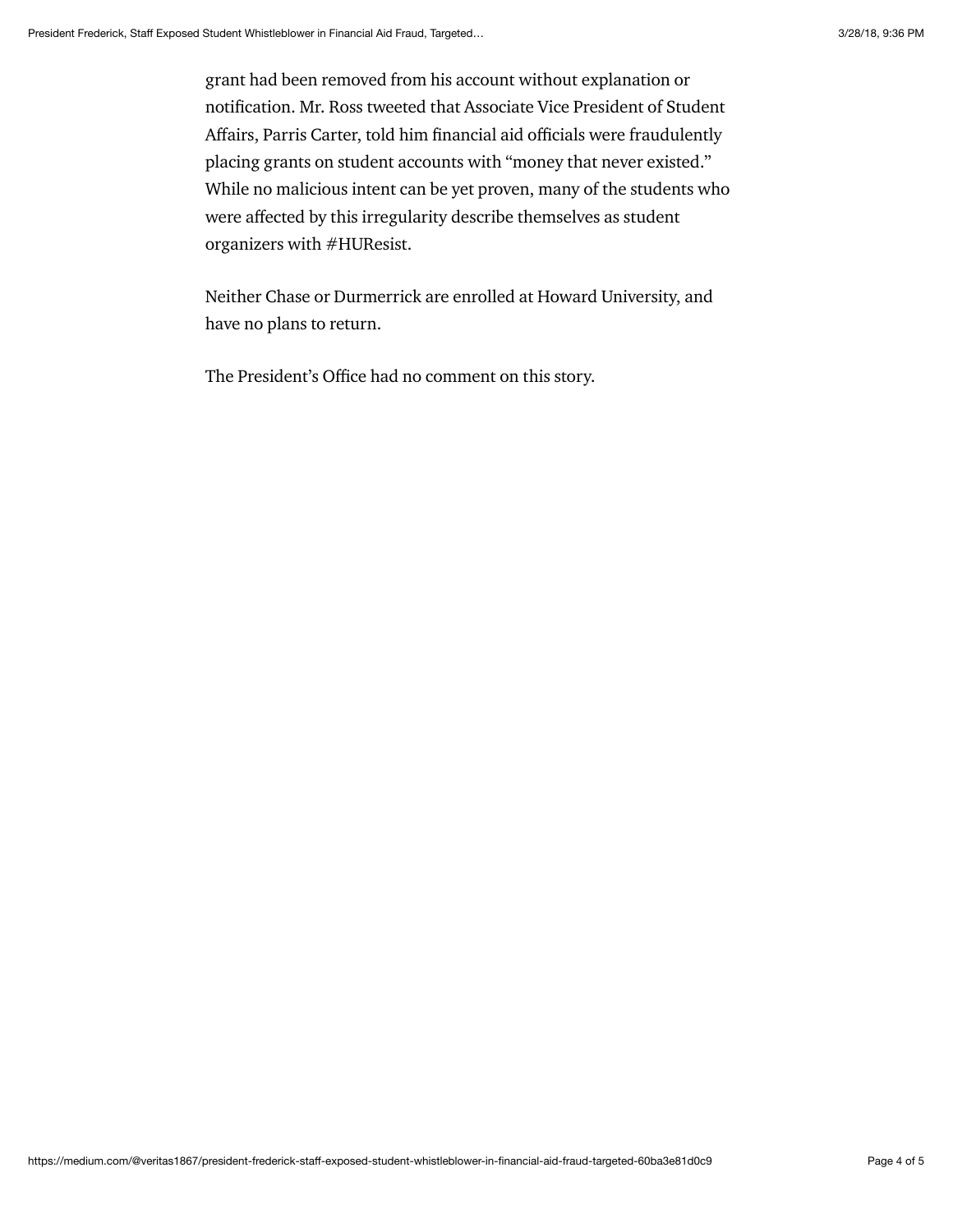grant had been removed from his account without explanation or notification. Mr. Ross tweeted that Associate Vice President of Student Affairs, Parris Carter, told him financial aid officials were fraudulently placing grants on student accounts with “money that never existed.” While no malicious intent can be yet proven, many of the students who were affected by this irregularity describe themselves as student organizers with #HUResist.

Neither Chase or Durmerrick are enrolled at Howard University, and have no plans to return.

The President’s Office had no comment on this story.